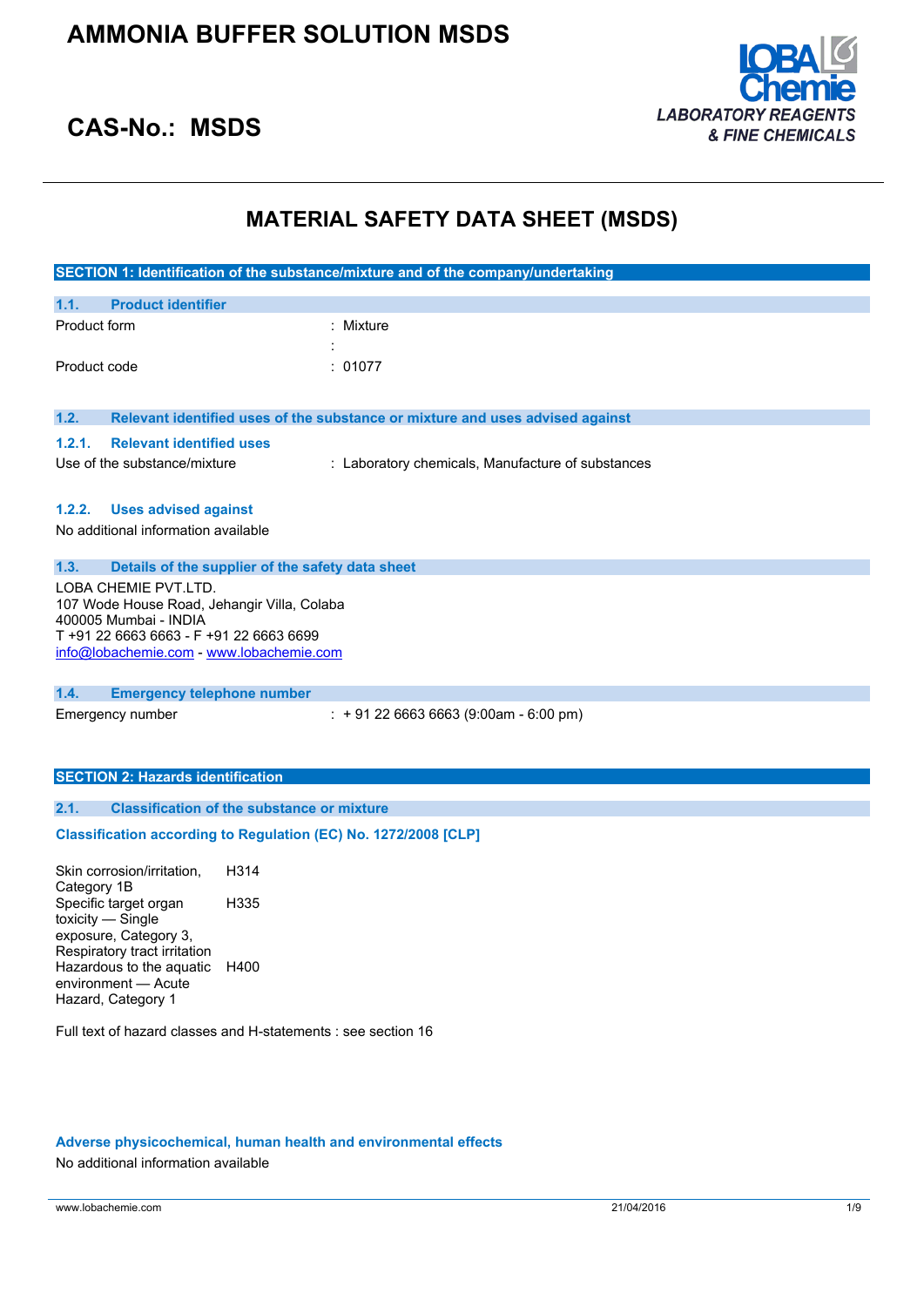# AMMONIA BUFFER SOLUTION MSDS

## CAS-No.: MSDS

LOBA Chemie
*LABORATORY REAGENTS & FINE CHEMICALS*

# MATERIAL SAFETY DATA SHEET (MSDS)

## SECTION 1: Identification of the substance/mixture and of the company/undertaking

### 1.1. Product identifier

| | |
|---|---|
| Product form | : Mixture |
| | : |
| Product code | : 01077 |

### 1.2. Relevant identified uses of the substance or mixture and uses advised against

#### 1.2.1. Relevant identified uses

| | |
|---|---|
| Use of the substance/mixture | : Laboratory chemicals, Manufacture of substances |

#### 1.2.2. Uses advised against

No additional information available

### 1.3. Details of the supplier of the safety data sheet

LOBA CHEMIE PVT.LTD.
107 Wode House Road, Jehangir Villa, Colaba
400005 Mumbai - INDIA
T +91 22 6663 6663 - F +91 22 6663 6699
info@lobachemie.com - www.lobachemie.com

### 1.4. Emergency telephone number

| | |
|---|---|
| Emergency number | : + 91 22 6663 6663 (9:00am - 6:00 pm) |

## SECTION 2: Hazards identification

### 2.1. Classification of the substance or mixture

**Classification according to Regulation (EC) No. 1272/2008 [CLP]**

| | |
|---|---|
| Skin corrosion/irritation, Category 1B | H314 |
| Specific target organ toxicity — Single exposure, Category 3, Respiratory tract irritation | H335 |
| Hazardous to the aquatic environment — Acute Hazard, Category 1 | H400 |

Full text of hazard classes and H-statements : see section 16

**Adverse physicochemical, human health and environmental effects**

No additional information available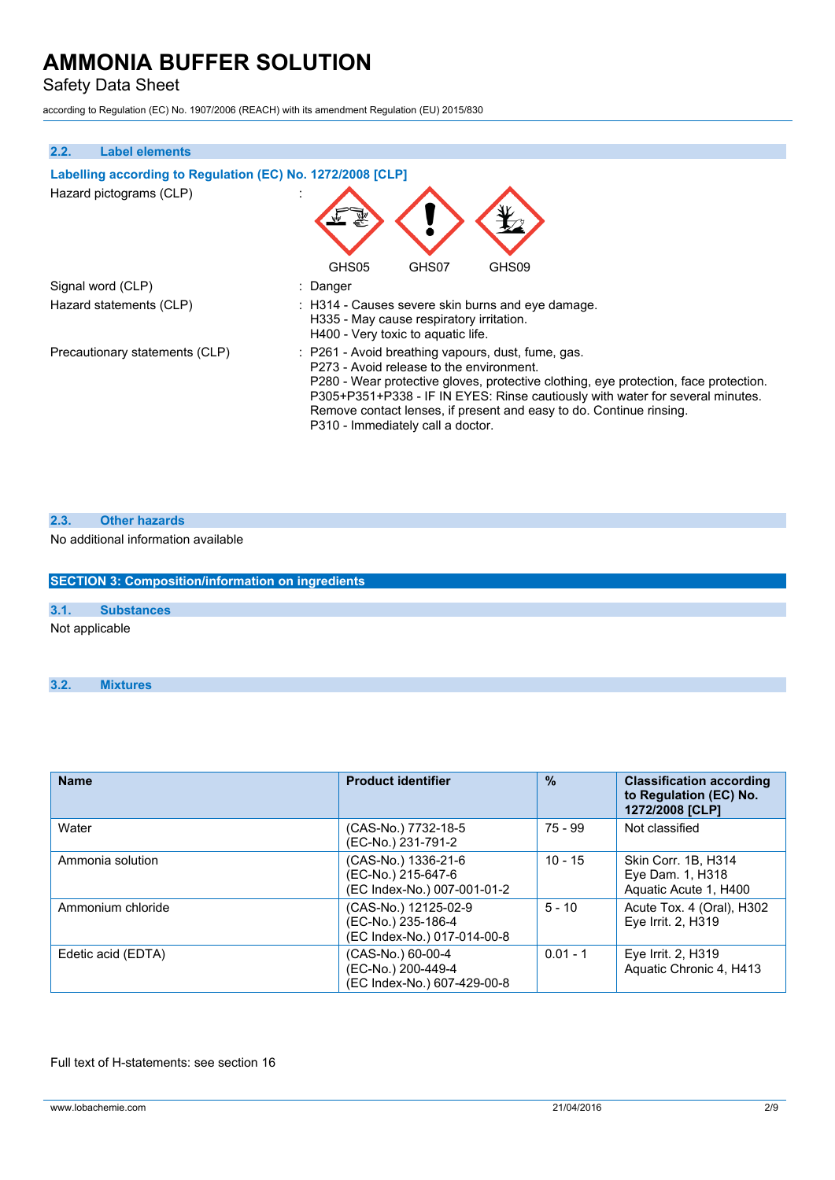### 2.2. Label elements

**Labelling according to Regulation (EC) No. 1272/2008 [CLP]**

Hazard pictograms (CLP) :

GHS05 GHS07 GHS09

Signal word (CLP) : Danger

Hazard statements (CLP) :
H314 - Causes severe skin burns and eye damage.
H335 - May cause respiratory irritation.
H400 - Very toxic to aquatic life.

Precautionary statements (CLP) :
P261 - Avoid breathing vapours, dust, fume, gas.
P273 - Avoid release to the environment.
P280 - Wear protective gloves, protective clothing, eye protection, face protection.
P305+P351+P338 - IF IN EYES: Rinse cautiously with water for several minutes. Remove contact lenses, if present and easy to do. Continue rinsing.
P310 - Immediately call a doctor.

### 2.3. Other hazards

No additional information available

## SECTION 3: Composition/information on ingredients

### 3.1. Substances

Not applicable

### 3.2. Mixtures

| Name | Product identifier | % | Classification according to Regulation (EC) No. 1272/2008 [CLP] |
|---|---|---|---|
| Water | (CAS-No.) 7732-18-5<br>(EC-No.) 231-791-2 | 75 - 99 | Not classified |
| Ammonia solution | (CAS-No.) 1336-21-6<br>(EC-No.) 215-647-6<br>(EC Index-No.) 007-001-01-2 | 10 - 15 | Skin Corr. 1B, H314<br>Eye Dam. 1, H318<br>Aquatic Acute 1, H400 |
| Ammonium chloride | (CAS-No.) 12125-02-9<br>(EC-No.) 235-186-4<br>(EC Index-No.) 017-014-00-8 | 5 - 10 | Acute Tox. 4 (Oral), H302<br>Eye Irrit. 2, H319 |
| Edetic acid (EDTA) | (CAS-No.) 60-00-4<br>(EC-No.) 200-449-4<br>(EC Index-No.) 607-429-00-8 | 0.01 - 1 | Eye Irrit. 2, H319<br>Aquatic Chronic 4, H413 |

Full text of H-statements: see section 16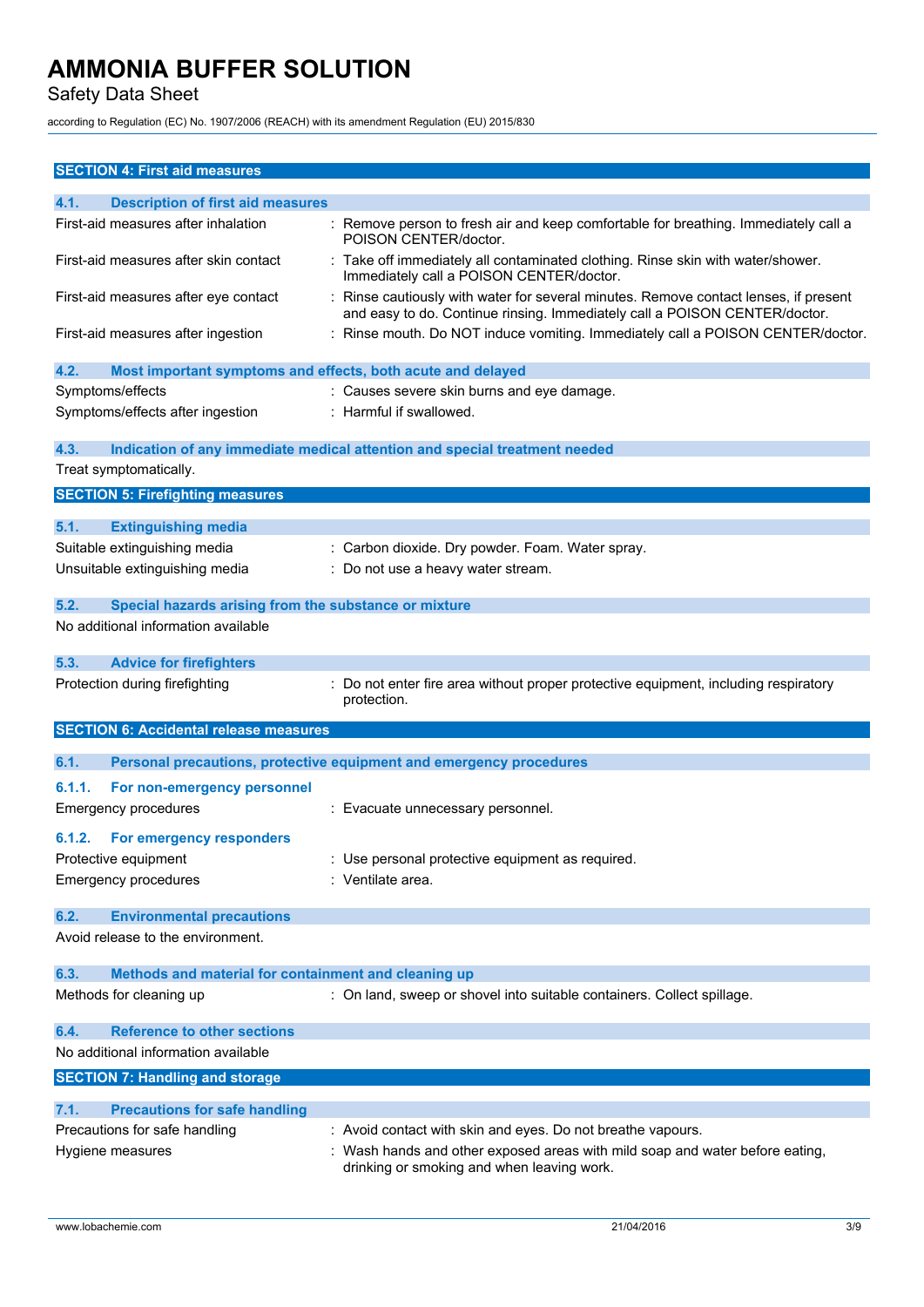## SECTION 4: First aid measures

### 4.1. Description of first aid measures

| | |
|---|---|
| First-aid measures after inhalation | : Remove person to fresh air and keep comfortable for breathing. Immediately call a POISON CENTER/doctor. |
| First-aid measures after skin contact | : Take off immediately all contaminated clothing. Rinse skin with water/shower. Immediately call a POISON CENTER/doctor. |
| First-aid measures after eye contact | : Rinse cautiously with water for several minutes. Remove contact lenses, if present and easy to do. Continue rinsing. Immediately call a POISON CENTER/doctor. |
| First-aid measures after ingestion | : Rinse mouth. Do NOT induce vomiting. Immediately call a POISON CENTER/doctor. |

### 4.2. Most important symptoms and effects, both acute and delayed

| | |
|---|---|
| Symptoms/effects | : Causes severe skin burns and eye damage. |
| Symptoms/effects after ingestion | : Harmful if swallowed. |

### 4.3. Indication of any immediate medical attention and special treatment needed

Treat symptomatically.

## SECTION 5: Firefighting measures

### 5.1. Extinguishing media

| | |
|---|---|
| Suitable extinguishing media | : Carbon dioxide. Dry powder. Foam. Water spray. |
| Unsuitable extinguishing media | : Do not use a heavy water stream. |

### 5.2. Special hazards arising from the substance or mixture

No additional information available

### 5.3. Advice for firefighters

| | |
|---|---|
| Protection during firefighting | : Do not enter fire area without proper protective equipment, including respiratory protection. |

## SECTION 6: Accidental release measures

### 6.1. Personal precautions, protective equipment and emergency procedures

#### 6.1.1. For non-emergency personnel

| | |
|---|---|
| Emergency procedures | : Evacuate unnecessary personnel. |

#### 6.1.2. For emergency responders

| | |
|---|---|
| Protective equipment | : Use personal protective equipment as required. |
| Emergency procedures | : Ventilate area. |

### 6.2. Environmental precautions

Avoid release to the environment.

### 6.3. Methods and material for containment and cleaning up

| | |
|---|---|
| Methods for cleaning up | : On land, sweep or shovel into suitable containers. Collect spillage. |

### 6.4. Reference to other sections

No additional information available

## SECTION 7: Handling and storage

### 7.1. Precautions for safe handling

| | |
|---|---|
| Precautions for safe handling | : Avoid contact with skin and eyes. Do not breathe vapours. |
| Hygiene measures | : Wash hands and other exposed areas with mild soap and water before eating, drinking or smoking and when leaving work. |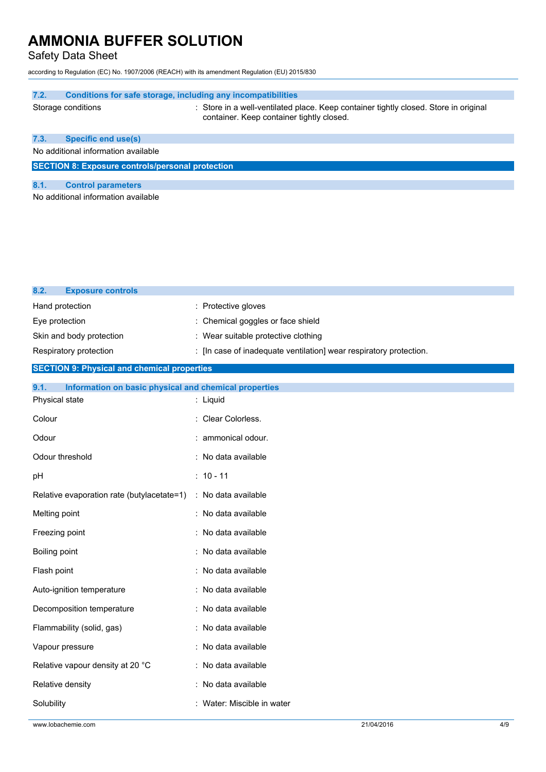### 7.2. Conditions for safe storage, including any incompatibilities

| | |
|---|---|
| Storage conditions | : Store in a well-ventilated place. Keep container tightly closed. Store in original container. Keep container tightly closed. |

### 7.3. Specific end use(s)

No additional information available

## SECTION 8: Exposure controls/personal protection

### 8.1. Control parameters

No additional information available

### 8.2. Exposure controls

| | |
|---|---|
| Hand protection | : Protective gloves |
| Eye protection | : Chemical goggles or face shield |
| Skin and body protection | : Wear suitable protective clothing |
| Respiratory protection | : [In case of inadequate ventilation] wear respiratory protection. |

## SECTION 9: Physical and chemical properties

### 9.1. Information on basic physical and chemical properties

| | |
|---|---|
| Physical state | : Liquid |
| Colour | : Clear Colorless. |
| Odour | : ammonical odour. |
| Odour threshold | : No data available |
| pH | : 10 - 11 |
| Relative evaporation rate (butylacetate=1) | : No data available |
| Melting point | : No data available |
| Freezing point | : No data available |
| Boiling point | : No data available |
| Flash point | : No data available |
| Auto-ignition temperature | : No data available |
| Decomposition temperature | : No data available |
| Flammability (solid, gas) | : No data available |
| Vapour pressure | : No data available |
| Relative vapour density at 20 °C | : No data available |
| Relative density | : No data available |
| Solubility | : Water: Miscible in water |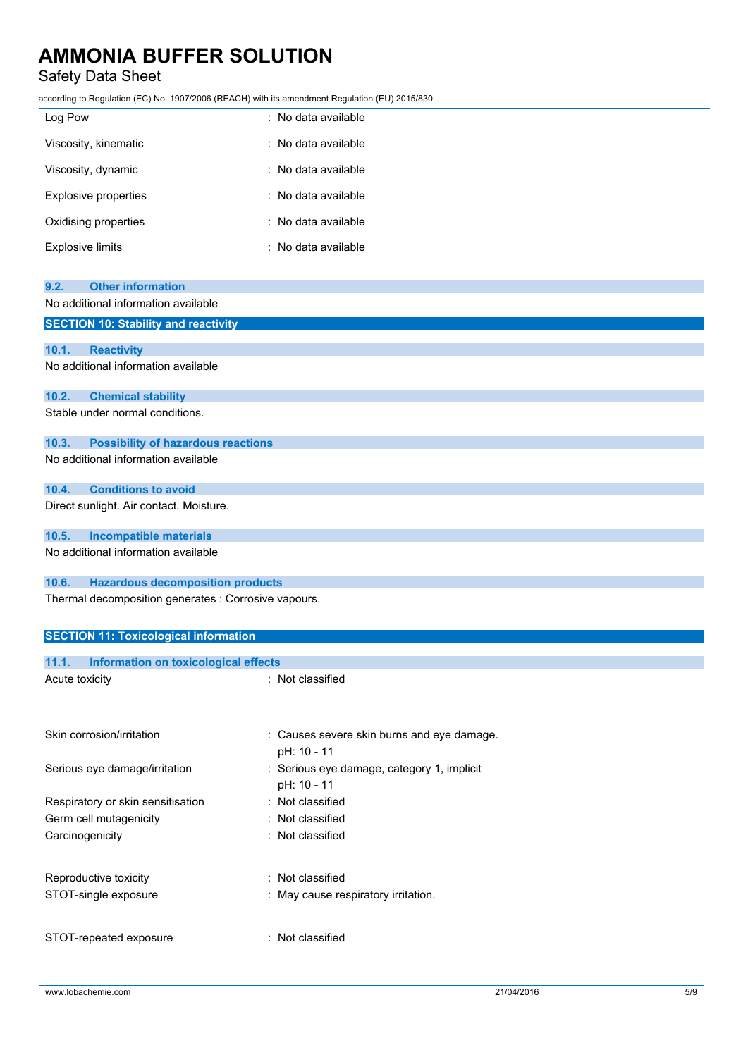| | |
|---|---|
| Log Pow | : No data available |
| Viscosity, kinematic | : No data available |
| Viscosity, dynamic | : No data available |
| Explosive properties | : No data available |
| Oxidising properties | : No data available |
| Explosive limits | : No data available |

### 9.2. Other information

No additional information available

## SECTION 10: Stability and reactivity

### 10.1. Reactivity

No additional information available

### 10.2. Chemical stability

Stable under normal conditions.

### 10.3. Possibility of hazardous reactions

No additional information available

### 10.4. Conditions to avoid

Direct sunlight. Air contact. Moisture.

### 10.5. Incompatible materials

No additional information available

### 10.6. Hazardous decomposition products

Thermal decomposition generates : Corrosive vapours.

## SECTION 11: Toxicological information

### 11.1. Information on toxicological effects

| | |
|---|---|
| Acute toxicity | : Not classified |
| Skin corrosion/irritation | : Causes severe skin burns and eye damage.<br>pH: 10 - 11 |
| Serious eye damage/irritation | : Serious eye damage, category 1, implicit<br>pH: 10 - 11 |
| Respiratory or skin sensitisation | : Not classified |
| Germ cell mutagenicity | : Not classified |
| Carcinogenicity | : Not classified |
| Reproductive toxicity | : Not classified |
| STOT-single exposure | : May cause respiratory irritation. |
| STOT-repeated exposure | : Not classified |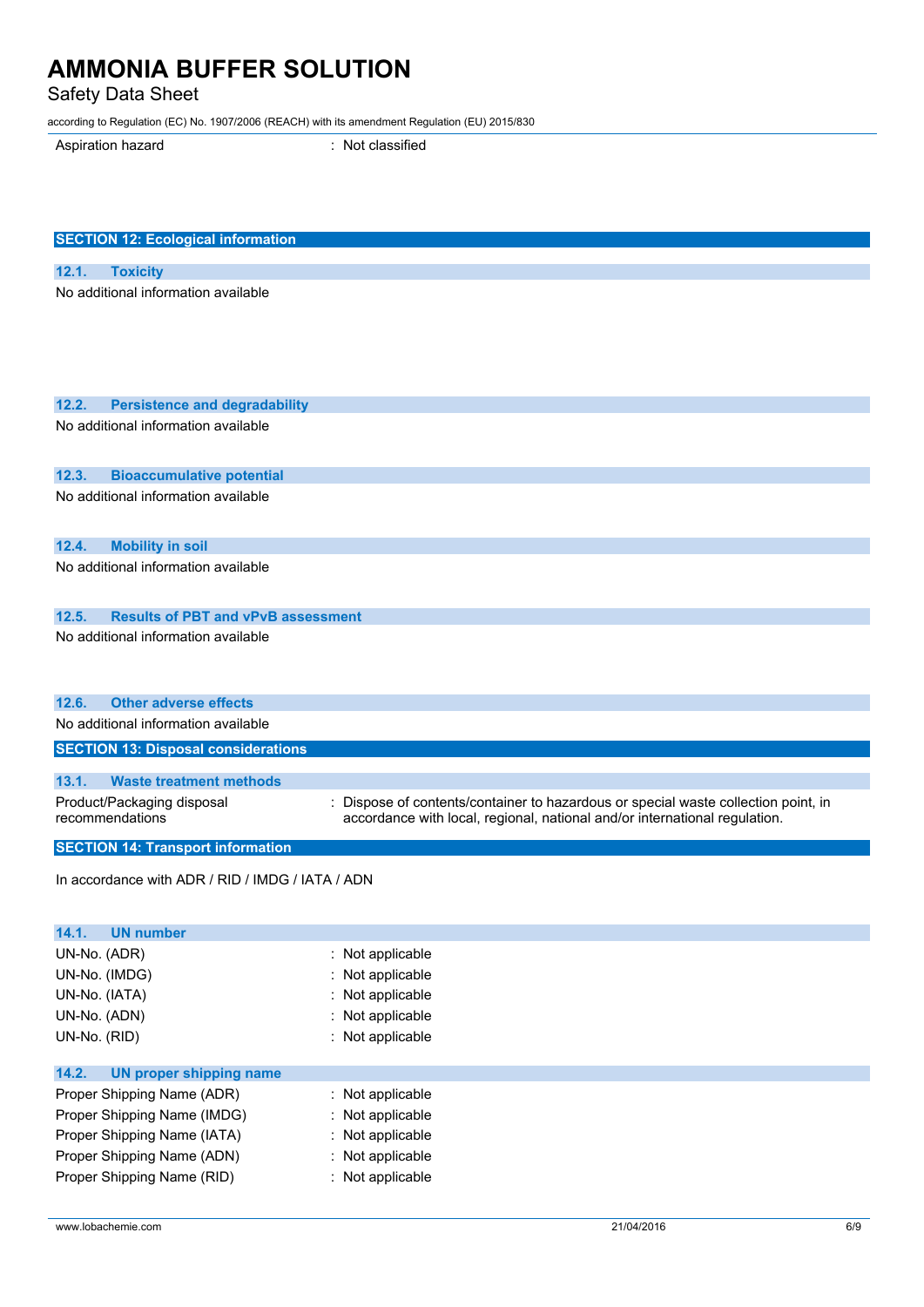| | |
|---|---|
| Aspiration hazard | : Not classified |

## SECTION 12: Ecological information

### 12.1. Toxicity

No additional information available

### 12.2. Persistence and degradability

No additional information available

### 12.3. Bioaccumulative potential

No additional information available

### 12.4. Mobility in soil

No additional information available

### 12.5. Results of PBT and vPvB assessment

No additional information available

### 12.6. Other adverse effects

No additional information available

## SECTION 13: Disposal considerations

### 13.1. Waste treatment methods

| | |
|---|---|
| Product/Packaging disposal recommendations | : Dispose of contents/container to hazardous or special waste collection point, in accordance with local, regional, national and/or international regulation. |

## SECTION 14: Transport information

In accordance with ADR / RID / IMDG / IATA / ADN

### 14.1. UN number

| | |
|---|---|
| UN-No. (ADR) | : Not applicable |
| UN-No. (IMDG) | : Not applicable |
| UN-No. (IATA) | : Not applicable |
| UN-No. (ADN) | : Not applicable |
| UN-No. (RID) | : Not applicable |

### 14.2. UN proper shipping name

| | |
|---|---|
| Proper Shipping Name (ADR) | : Not applicable |
| Proper Shipping Name (IMDG) | : Not applicable |
| Proper Shipping Name (IATA) | : Not applicable |
| Proper Shipping Name (ADN) | : Not applicable |
| Proper Shipping Name (RID) | : Not applicable |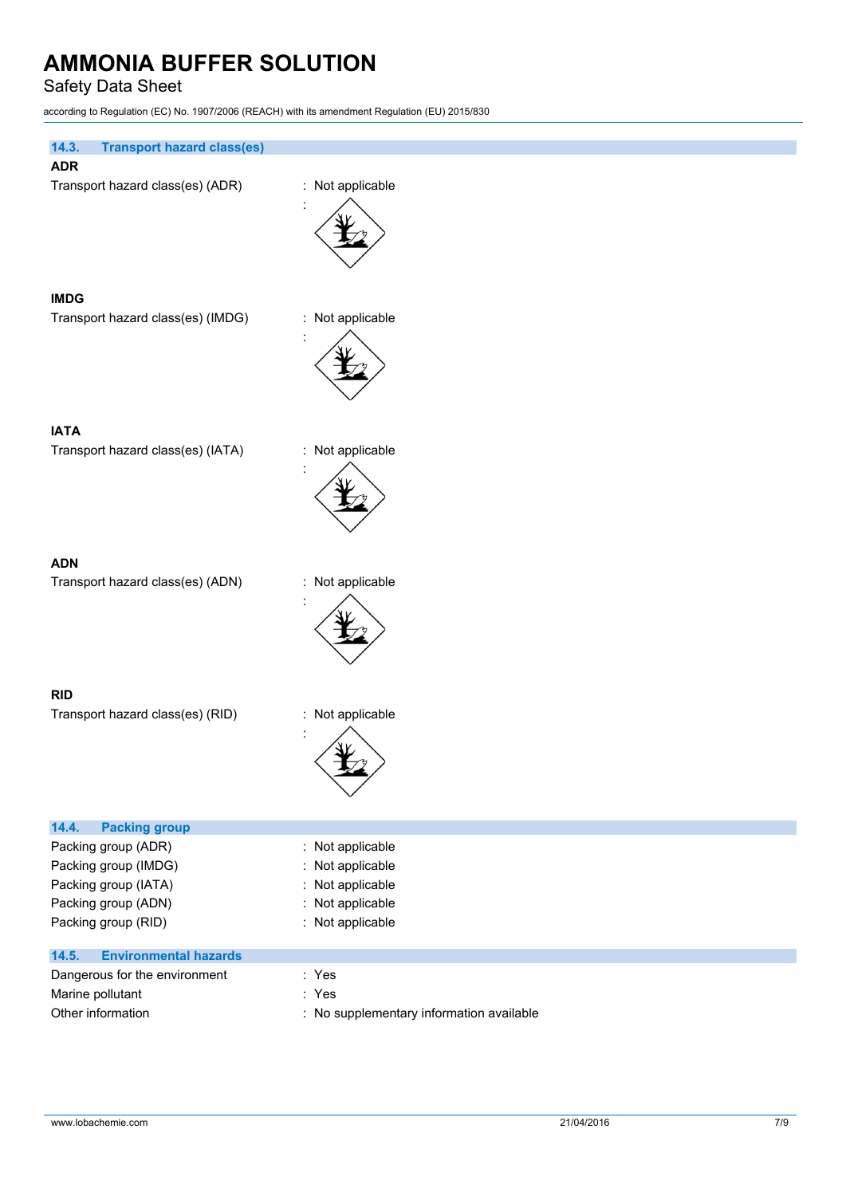### 14.3. Transport hazard class(es)

**ADR**

Transport hazard class(es) (ADR) : Not applicable

:

**IMDG**

Transport hazard class(es) (IMDG) : Not applicable

:

**IATA**

Transport hazard class(es) (IATA) : Not applicable

:

**ADN**

Transport hazard class(es) (ADN) : Not applicable

:

**RID**

Transport hazard class(es) (RID) : Not applicable

:

### 14.4. Packing group

Packing group (ADR) : Not applicable

Packing group (IMDG) : Not applicable

Packing group (IATA) : Not applicable

Packing group (ADN) : Not applicable

Packing group (RID) : Not applicable

### 14.5. Environmental hazards

Dangerous for the environment : Yes

Marine pollutant : Yes

Other information : No supplementary information available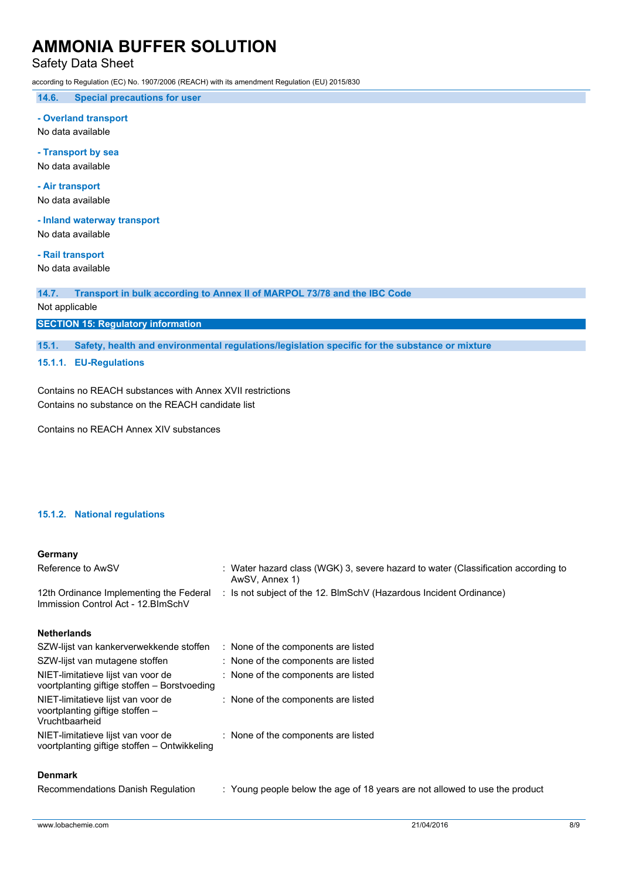### 14.6. Special precautions for user

**- Overland transport**

No data available

**- Transport by sea**

No data available

**- Air transport**

No data available

**- Inland waterway transport**

No data available

**- Rail transport**

No data available

### 14.7. Transport in bulk according to Annex II of MARPOL 73/78 and the IBC Code

Not applicable

## SECTION 15: Regulatory information

### 15.1. Safety, health and environmental regulations/legislation specific for the substance or mixture

#### 15.1.1. EU-Regulations

Contains no REACH substances with Annex XVII restrictions
Contains no substance on the REACH candidate list

Contains no REACH Annex XIV substances

#### 15.1.2. National regulations

**Germany**

| | |
|---|---|
| Reference to AwSV | : Water hazard class (WGK) 3, severe hazard to water (Classification according to AwSV, Annex 1) |
| 12th Ordinance Implementing the Federal Immission Control Act - 12.BImSchV | : Is not subject of the 12. BlmSchV (Hazardous Incident Ordinance) |

**Netherlands**

| | |
|---|---|
| SZW-lijst van kankerverwekkende stoffen | : None of the components are listed |
| SZW-lijst van mutagene stoffen | : None of the components are listed |
| NIET-limitatieve lijst van voor de voortplanting giftige stoffen – Borstvoeding | : None of the components are listed |
| NIET-limitatieve lijst van voor de voortplanting giftige stoffen – Vruchtbaarheid | : None of the components are listed |
| NIET-limitatieve lijst van voor de voortplanting giftige stoffen – Ontwikkeling | : None of the components are listed |

**Denmark**

| | |
|---|---|
| Recommendations Danish Regulation | : Young people below the age of 18 years are not allowed to use the product |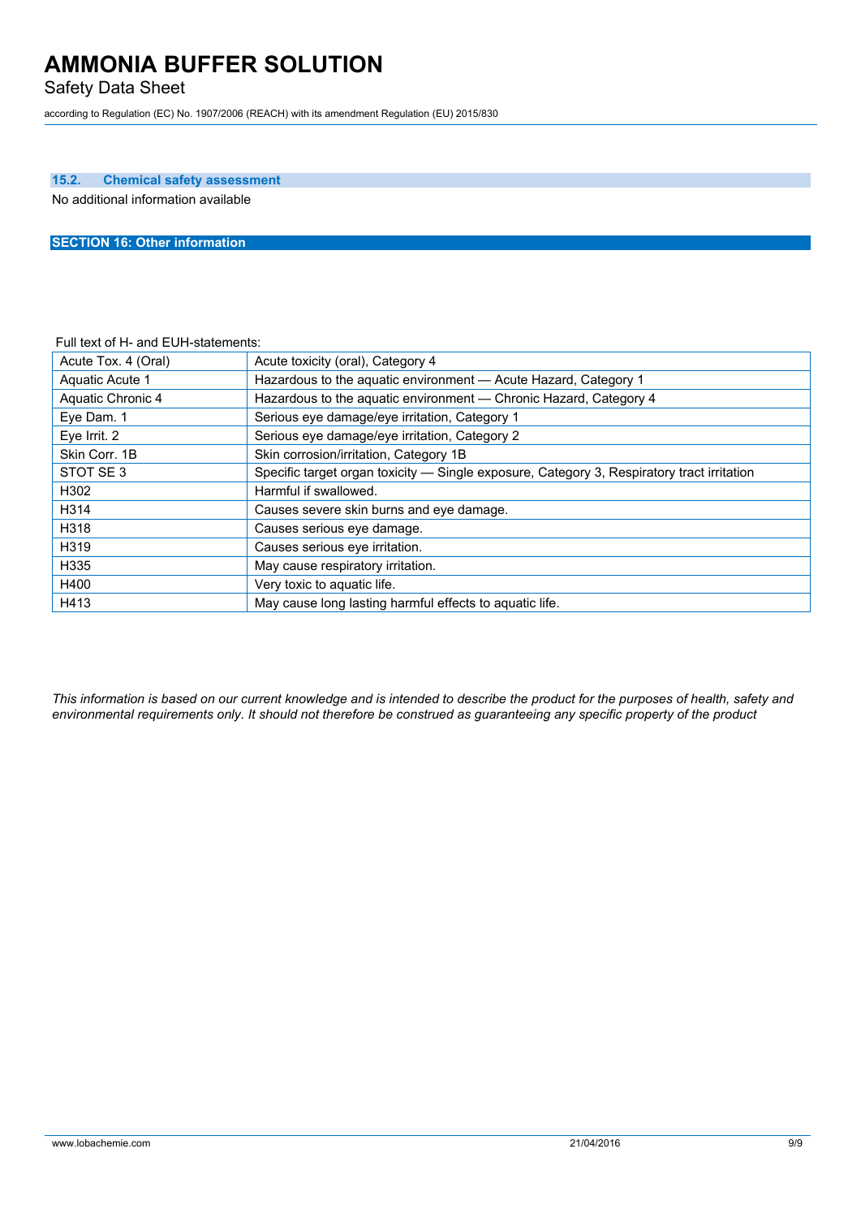### 15.2. Chemical safety assessment

No additional information available

## SECTION 16: Other information

Full text of H- and EUH-statements:

| | |
|---|---|
| Acute Tox. 4 (Oral) | Acute toxicity (oral), Category 4 |
| Aquatic Acute 1 | Hazardous to the aquatic environment — Acute Hazard, Category 1 |
| Aquatic Chronic 4 | Hazardous to the aquatic environment — Chronic Hazard, Category 4 |
| Eye Dam. 1 | Serious eye damage/eye irritation, Category 1 |
| Eye Irrit. 2 | Serious eye damage/eye irritation, Category 2 |
| Skin Corr. 1B | Skin corrosion/irritation, Category 1B |
| STOT SE 3 | Specific target organ toxicity — Single exposure, Category 3, Respiratory tract irritation |
| H302 | Harmful if swallowed. |
| H314 | Causes severe skin burns and eye damage. |
| H318 | Causes serious eye damage. |
| H319 | Causes serious eye irritation. |
| H335 | May cause respiratory irritation. |
| H400 | Very toxic to aquatic life. |
| H413 | May cause long lasting harmful effects to aquatic life. |

*This information is based on our current knowledge and is intended to describe the product for the purposes of health, safety and environmental requirements only. It should not therefore be construed as guaranteeing any specific property of the product*